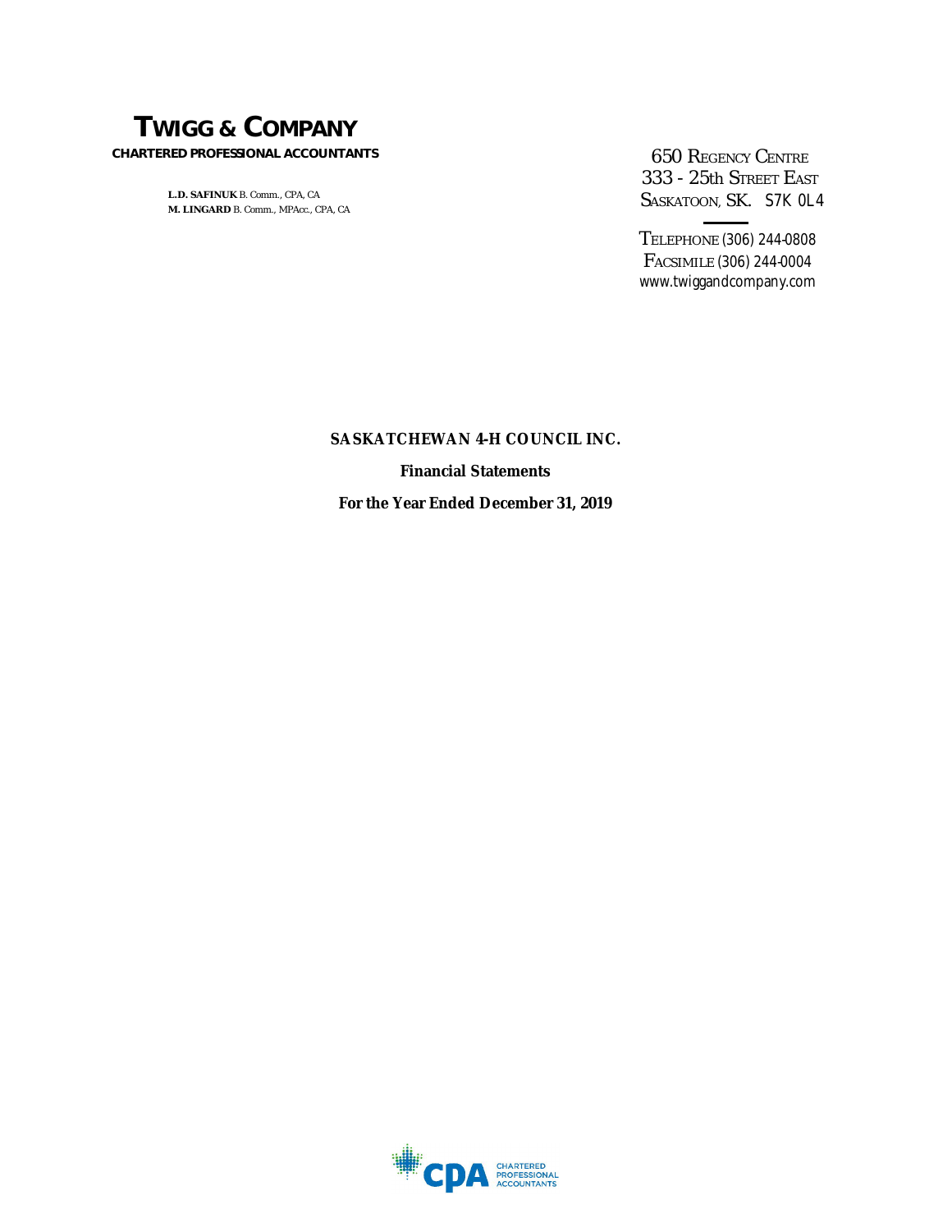# TWIGG & COMPANY

**CHARTERED PROFESSIONAL ACCOUNTANTS**

**L.D. SAFINUK** B. Comm., CPA, CA
**M. LINGARD** B. Comm., MPAcc., CPA, CA

650 REGENCY CENTRE
333 - 25th STREET EAST
SASKATOON, SK. S7K 0L4

TELEPHONE (306) 244-0808
FACSIMILE (306) 244-0004
www.twiggandcompany.com

**SASKATCHEWAN 4-H COUNCIL INC.**

**Financial Statements**

**For the Year Ended December 31, 2019**

CHARTERED PROFESSIONAL ACCOUNTANTS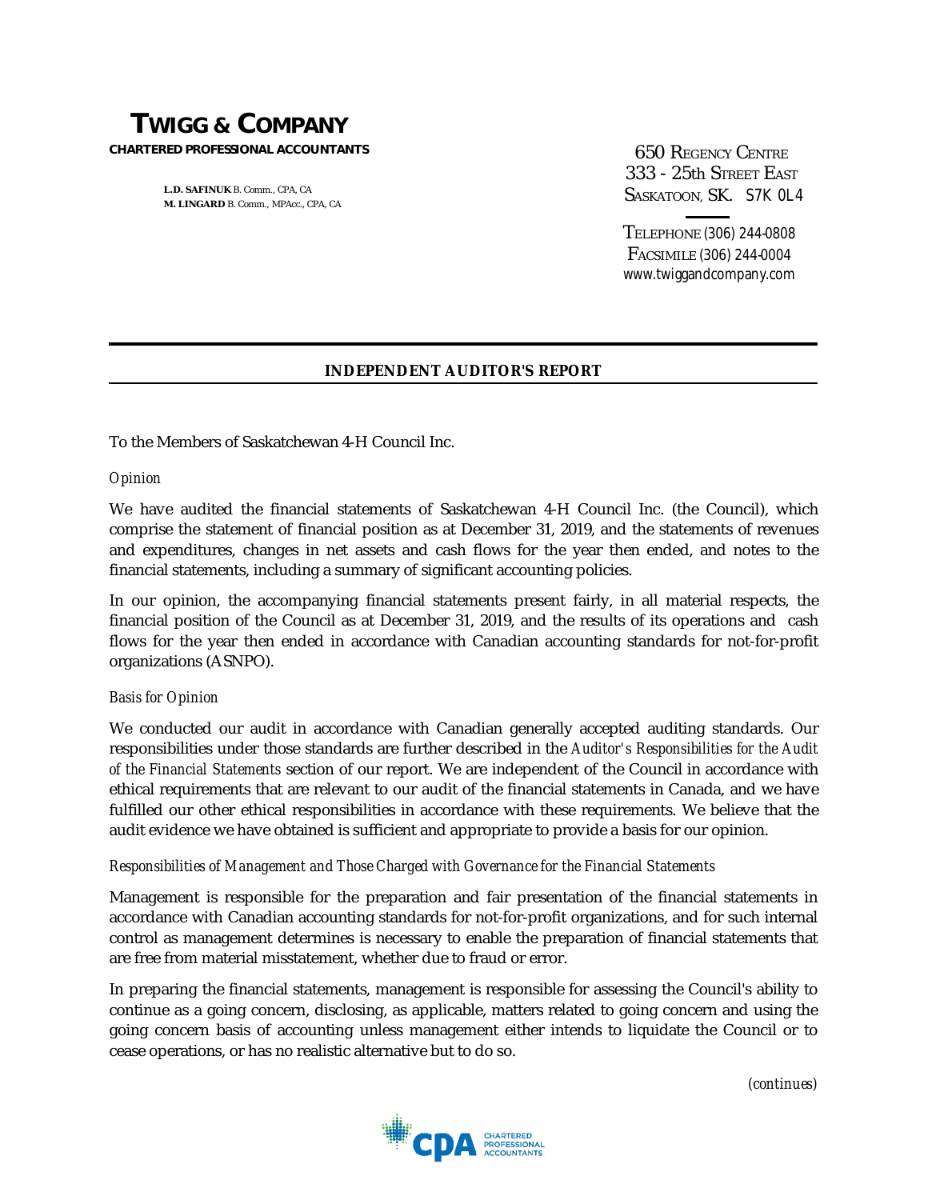# TWIGG & COMPANY

**CHARTERED PROFESSIONAL ACCOUNTANTS**

**L.D. SAFINUK** B. Comm., CPA, CA
**M. LINGARD** B. Comm., MPAcc., CPA, CA

650 REGENCY CENTRE
333 - 25th STREET EAST
SASKATOON, SK. S7K 0L4

TELEPHONE (306) 244-0808
FACSIMILE (306) 244-0004
www.twiggandcompany.com

## INDEPENDENT AUDITOR'S REPORT

To the Members of Saskatchewan 4-H Council Inc.

*Opinion*

We have audited the financial statements of Saskatchewan 4-H Council Inc. (the Council), which comprise the statement of financial position as at December 31, 2019, and the statements of revenues and expenditures, changes in net assets and cash flows for the year then ended, and notes to the financial statements, including a summary of significant accounting policies.

In our opinion, the accompanying financial statements present fairly, in all material respects, the financial position of the Council as at December 31, 2019, and the results of its operations and cash flows for the year then ended in accordance with Canadian accounting standards for not-for-profit organizations (ASNPO).

*Basis for Opinion*

We conducted our audit in accordance with Canadian generally accepted auditing standards. Our responsibilities under those standards are further described in the *Auditor's Responsibilities for the Audit of the Financial Statements* section of our report. We are independent of the Council in accordance with ethical requirements that are relevant to our audit of the financial statements in Canada, and we have fulfilled our other ethical responsibilities in accordance with these requirements. We believe that the audit evidence we have obtained is sufficient and appropriate to provide a basis for our opinion.

*Responsibilities of Management and Those Charged with Governance for the Financial Statements*

Management is responsible for the preparation and fair presentation of the financial statements in accordance with Canadian accounting standards for not-for-profit organizations, and for such internal control as management determines is necessary to enable the preparation of financial statements that are free from material misstatement, whether due to fraud or error.

In preparing the financial statements, management is responsible for assessing the Council's ability to continue as a going concern, disclosing, as applicable, matters related to going concern and using the going concern basis of accounting unless management either intends to liquidate the Council or to cease operations, or has no realistic alternative but to do so.

*(continues)*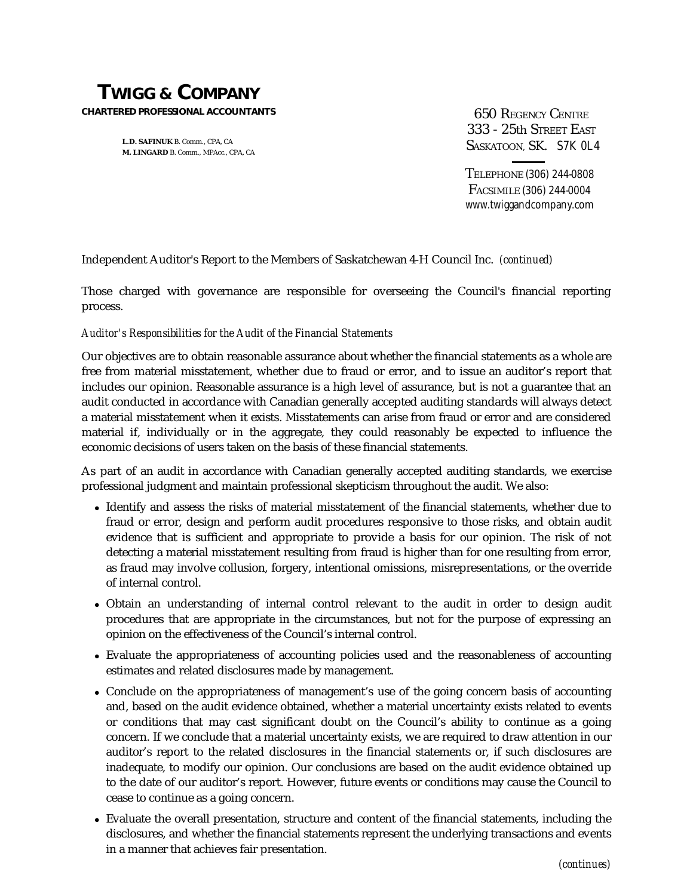# TWIGG & COMPANY

**CHARTERED PROFESSIONAL ACCOUNTANTS**

**L.D. SAFINUK** B. Comm., CPA, CA
**M. LINGARD** B. Comm., MPAcc., CPA, CA

650 REGENCY CENTRE
333 - 25th STREET EAST
SASKATOON, SK. S7K 0L4

TELEPHONE (306) 244-0808
FACSIMILE (306) 244-0004
www.twiggandcompany.com

Independent Auditor's Report to the Members of Saskatchewan 4-H Council Inc. *(continued)*

Those charged with governance are responsible for overseeing the Council's financial reporting process.

*Auditor's Responsibilities for the Audit of the Financial Statements*

Our objectives are to obtain reasonable assurance about whether the financial statements as a whole are free from material misstatement, whether due to fraud or error, and to issue an auditor's report that includes our opinion. Reasonable assurance is a high level of assurance, but is not a guarantee that an audit conducted in accordance with Canadian generally accepted auditing standards will always detect a material misstatement when it exists. Misstatements can arise from fraud or error and are considered material if, individually or in the aggregate, they could reasonably be expected to influence the economic decisions of users taken on the basis of these financial statements.

As part of an audit in accordance with Canadian generally accepted auditing standards, we exercise professional judgment and maintain professional skepticism throughout the audit. We also:

- Identify and assess the risks of material misstatement of the financial statements, whether due to fraud or error, design and perform audit procedures responsive to those risks, and obtain audit evidence that is sufficient and appropriate to provide a basis for our opinion. The risk of not detecting a material misstatement resulting from fraud is higher than for one resulting from error, as fraud may involve collusion, forgery, intentional omissions, misrepresentations, or the override of internal control.
- Obtain an understanding of internal control relevant to the audit in order to design audit procedures that are appropriate in the circumstances, but not for the purpose of expressing an opinion on the effectiveness of the Council's internal control.
- Evaluate the appropriateness of accounting policies used and the reasonableness of accounting estimates and related disclosures made by management.
- Conclude on the appropriateness of management's use of the going concern basis of accounting and, based on the audit evidence obtained, whether a material uncertainty exists related to events or conditions that may cast significant doubt on the Council's ability to continue as a going concern. If we conclude that a material uncertainty exists, we are required to draw attention in our auditor's report to the related disclosures in the financial statements or, if such disclosures are inadequate, to modify our opinion. Our conclusions are based on the audit evidence obtained up to the date of our auditor's report. However, future events or conditions may cause the Council to cease to continue as a going concern.
- Evaluate the overall presentation, structure and content of the financial statements, including the disclosures, and whether the financial statements represent the underlying transactions and events in a manner that achieves fair presentation.

*(continues)*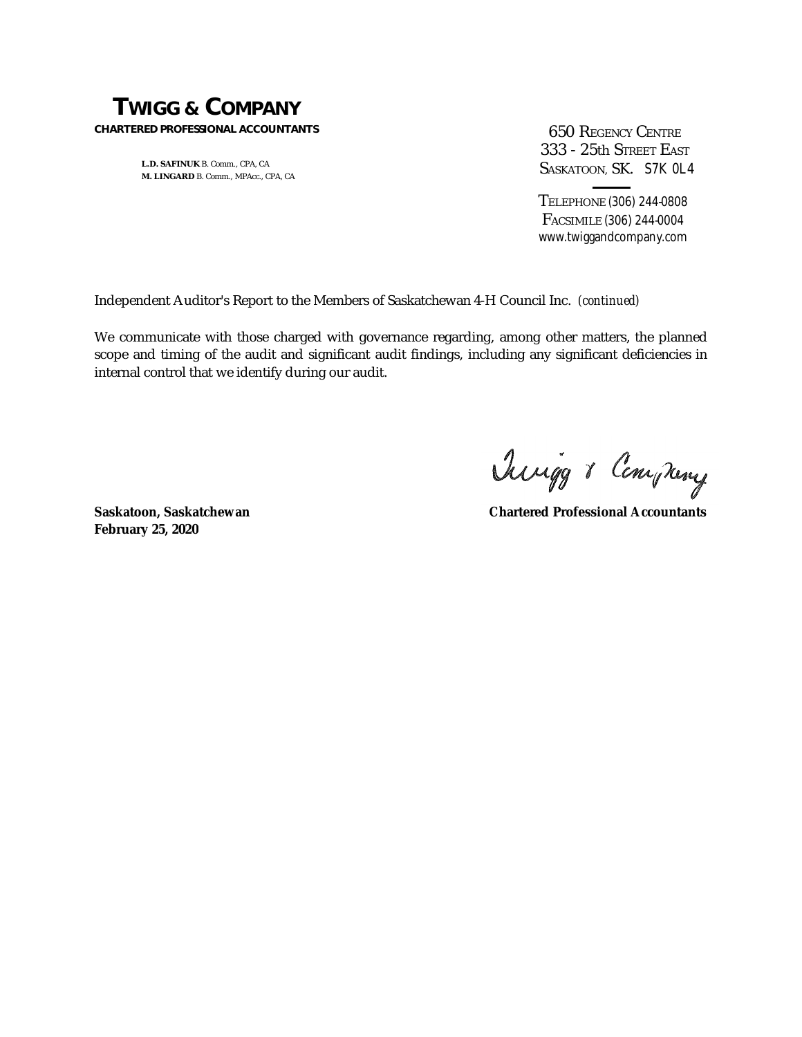# TWIGG & COMPANY

**CHARTERED PROFESSIONAL ACCOUNTANTS**

**L.D. SAFINUK** B. Comm., CPA, CA
**M. LINGARD** B. Comm., MPAcc., CPA, CA

650 REGENCY CENTRE
333 - 25th STREET EAST
SASKATOON, SK. S7K 0L4

TELEPHONE (306) 244-0808
FACSIMILE (306) 244-0004
www.twiggandcompany.com

Independent Auditor's Report to the Members of Saskatchewan 4-H Council Inc. *(continued)*

We communicate with those charged with governance regarding, among other matters, the planned scope and timing of the audit and significant audit findings, including any significant deficiencies in internal control that we identify during our audit.

Twigg & Company

**Saskatoon, Saskatchewan**
**February 25, 2020**

**Chartered Professional Accountants**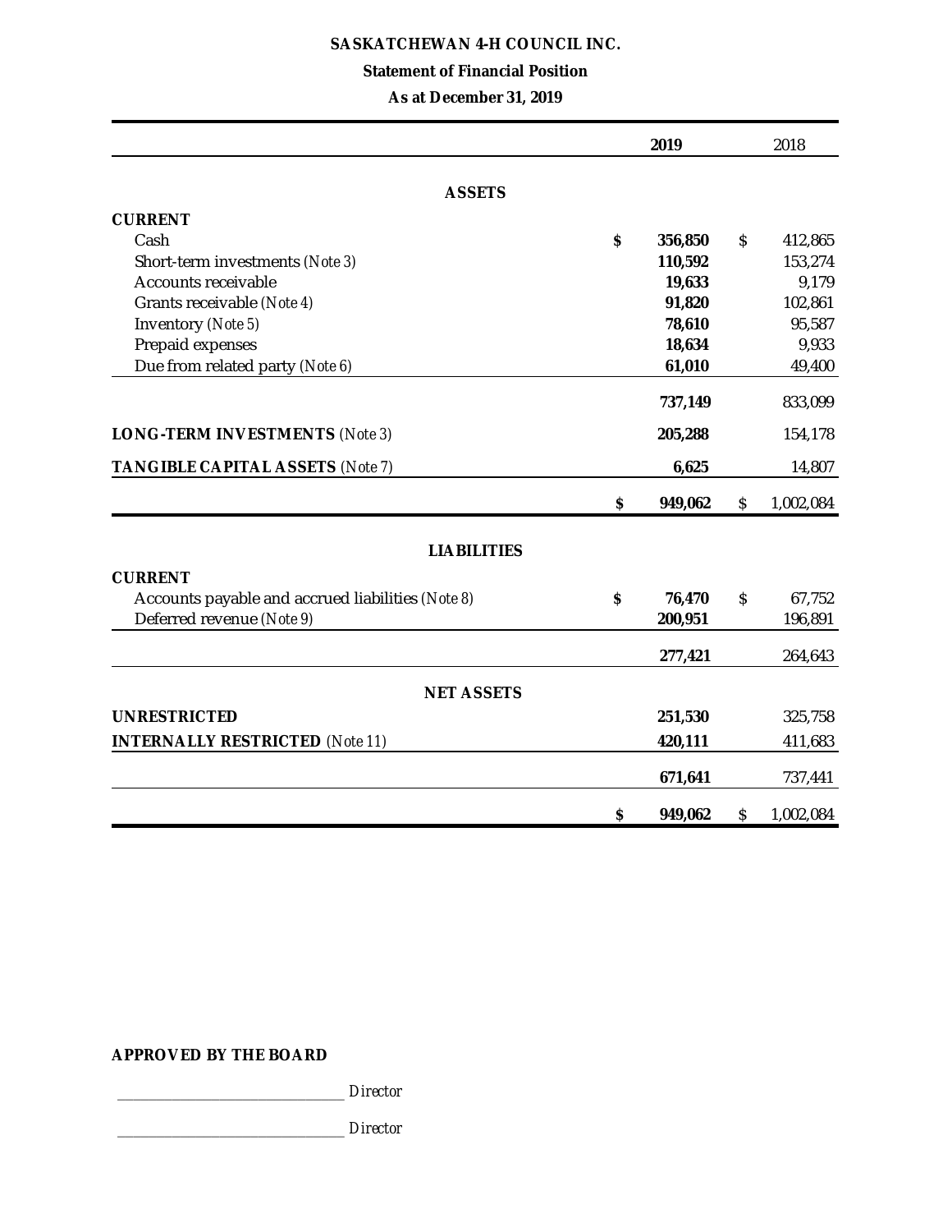**SASKATCHEWAN 4-H COUNCIL INC.**

**Statement of Financial Position**

**As at December 31, 2019**

| | 2019 | 2018 |
|---|---|---|
| **ASSETS** | | |
| **CURRENT** | | |
| Cash | $ 356,850 | $ 412,865 |
| Short-term investments *(Note 3)* | 110,592 | 153,274 |
| Accounts receivable | 19,633 | 9,179 |
| Grants receivable *(Note 4)* | 91,820 | 102,861 |
| Inventory *(Note 5)* | 78,610 | 95,587 |
| Prepaid expenses | 18,634 | 9,933 |
| Due from related party *(Note 6)* | 61,010 | 49,400 |
| | 737,149 | 833,099 |
| **LONG-TERM INVESTMENTS** *(Note 3)* | 205,288 | 154,178 |
| **TANGIBLE CAPITAL ASSETS** *(Note 7)* | 6,625 | 14,807 |
| | $ 949,062 | $ 1,002,084 |
| **LIABILITIES** | | |
| **CURRENT** | | |
| Accounts payable and accrued liabilities *(Note 8)* | $ 76,470 | $ 67,752 |
| Deferred revenue *(Note 9)* | 200,951 | 196,891 |
| | 277,421 | 264,643 |
| **NET ASSETS** | | |
| **UNRESTRICTED** | 251,530 | 325,758 |
| **INTERNALLY RESTRICTED** *(Note 11)* | 420,111 | 411,683 |
| | 671,641 | 737,441 |
| | $ 949,062 | $ 1,002,084 |

**APPROVED BY THE BOARD**

_____________________________ *Director*

_____________________________ *Director*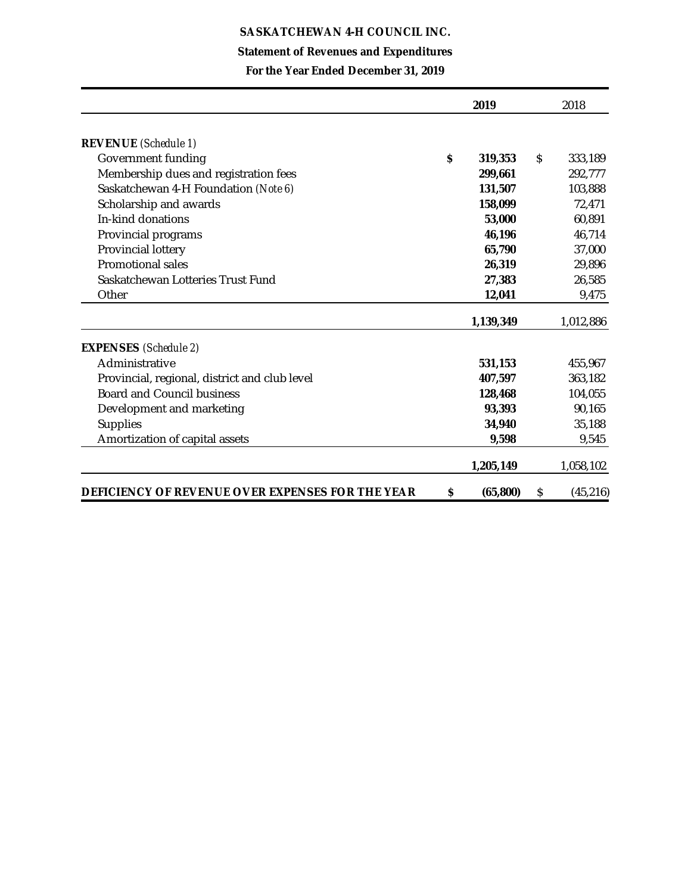# SASKATCHEWAN 4-H COUNCIL INC.

## Statement of Revenues and Expenditures

### For the Year Ended December 31, 2019

| | 2019 | 2018 |
|---|---|---|
| **REVENUE** *(Schedule 1)* | | |
| Government funding | **$ 319,353** | $ 333,189 |
| Membership dues and registration fees | **299,661** | 292,777 |
| Saskatchewan 4-H Foundation *(Note 6)* | **131,507** | 103,888 |
| Scholarship and awards | **158,099** | 72,471 |
| In-kind donations | **53,000** | 60,891 |
| Provincial programs | **46,196** | 46,714 |
| Provincial lottery | **65,790** | 37,000 |
| Promotional sales | **26,319** | 29,896 |
| Saskatchewan Lotteries Trust Fund | **27,383** | 26,585 |
| Other | **12,041** | 9,475 |
| | **1,139,349** | 1,012,886 |
| **EXPENSES** *(Schedule 2)* | | |
| Administrative | **531,153** | 455,967 |
| Provincial, regional, district and club level | **407,597** | 363,182 |
| Board and Council business | **128,468** | 104,055 |
| Development and marketing | **93,393** | 90,165 |
| Supplies | **34,940** | 35,188 |
| Amortization of capital assets | **9,598** | 9,545 |
| | **1,205,149** | 1,058,102 |
| **DEFICIENCY OF REVENUE OVER EXPENSES FOR THE YEAR** | **$ (65,800)** | $ (45,216) |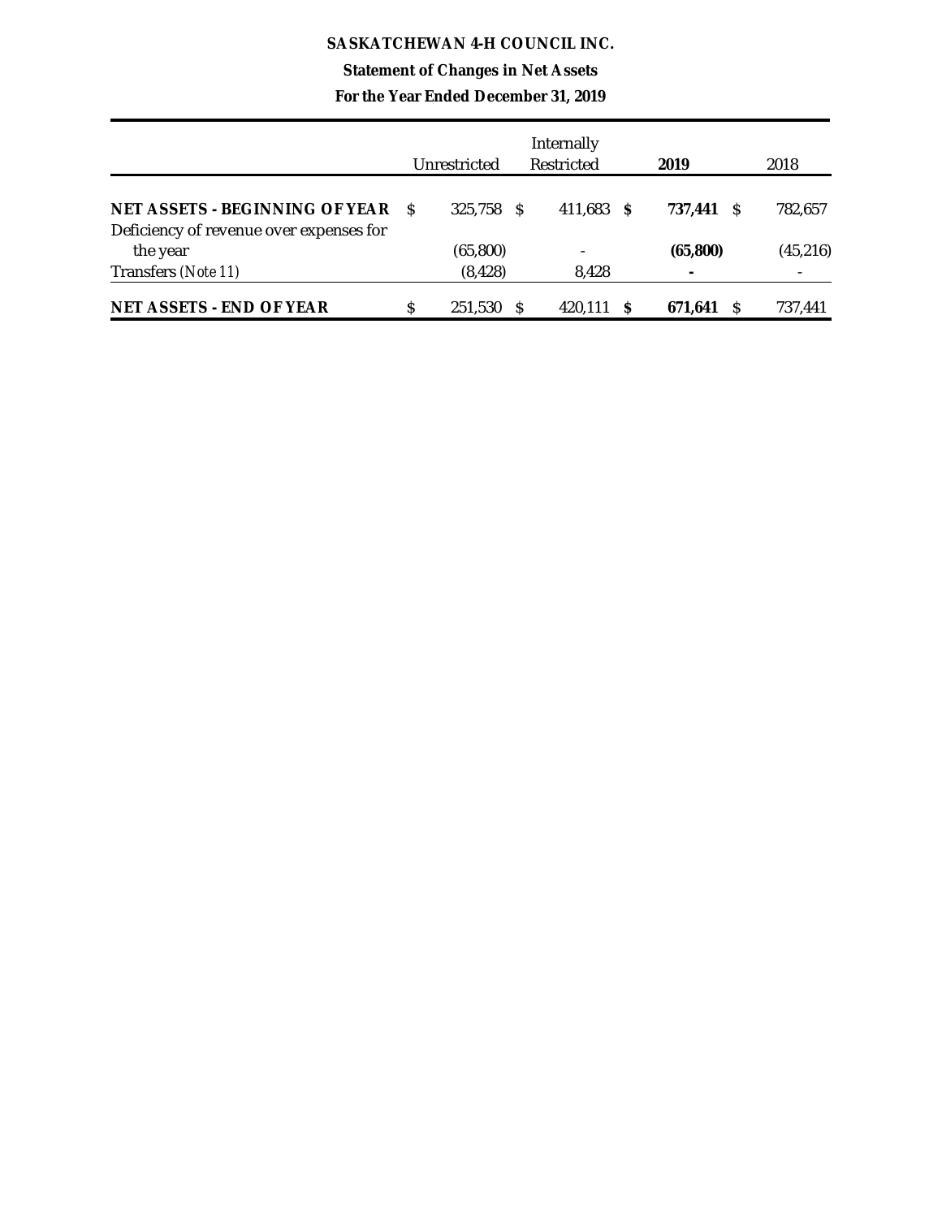# SASKATCHEWAN 4-H COUNCIL INC.

## Statement of Changes in Net Assets

### For the Year Ended December 31, 2019

| | Unrestricted | Internally Restricted | **2019** | 2018 |
|---|---|---|---|---|
| **NET ASSETS - BEGINNING OF YEAR** | $ 325,758 | $ 411,683 | **$ 737,441** | $ 782,657 |
| Deficiency of revenue over expenses for the year | (65,800) | - | **(65,800)** | (45,216) |
| Transfers *(Note 11)* | (8,428) | 8,428 | **-** | - |
| **NET ASSETS - END OF YEAR** | $ 251,530 | $ 420,111 | **$ 671,641** | $ 737,441 |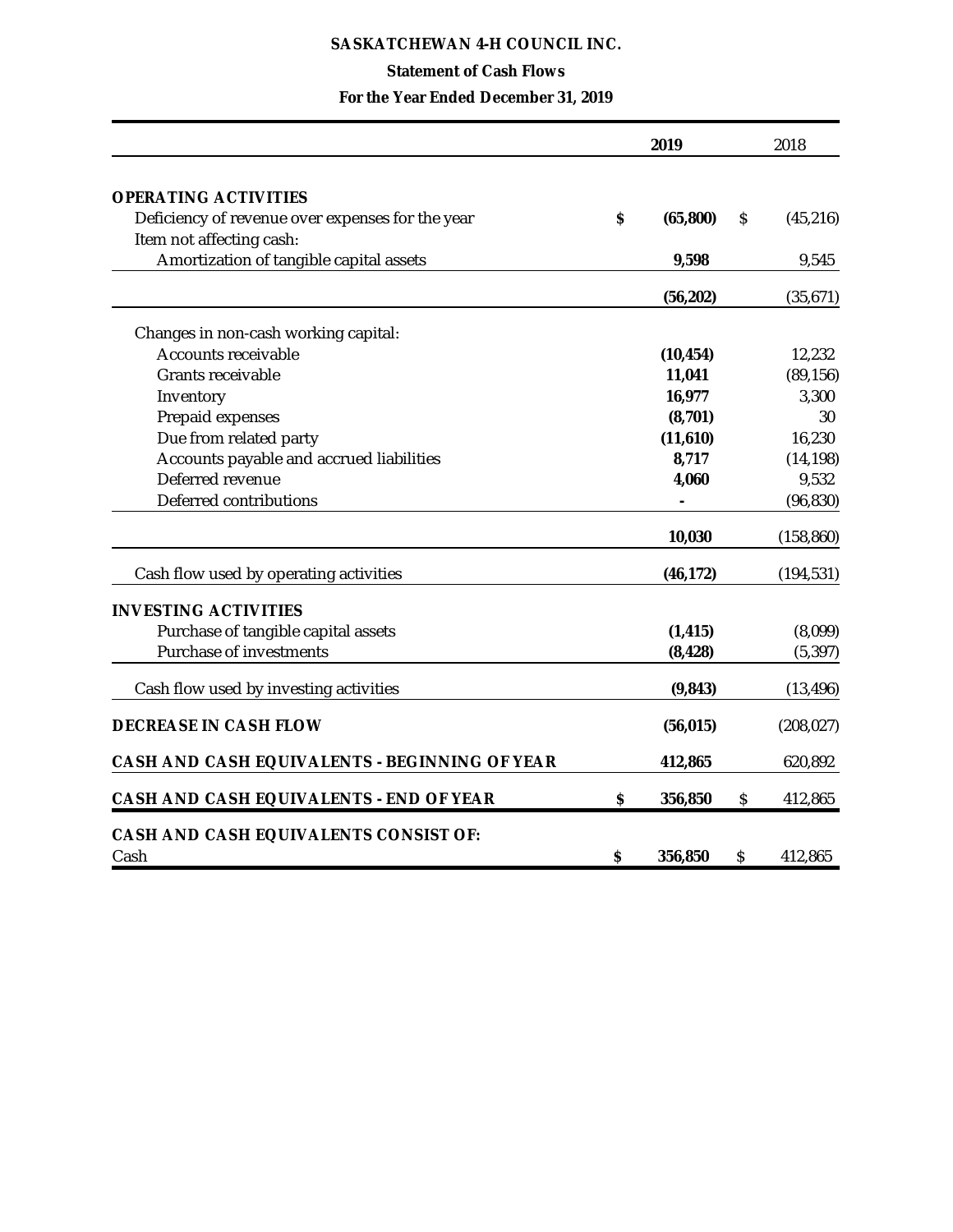**SASKATCHEWAN 4-H COUNCIL INC.**

**Statement of Cash Flows**

**For the Year Ended December 31, 2019**

| | 2019 | 2018 |
|---|---|---|
| **OPERATING ACTIVITIES** | | |
| Deficiency of revenue over expenses for the year | $ (65,800) | $ (45,216) |
| Item not affecting cash: | | |
| Amortization of tangible capital assets | 9,598 | 9,545 |
| | (56,202) | (35,671) |
| Changes in non-cash working capital: | | |
| Accounts receivable | (10,454) | 12,232 |
| Grants receivable | 11,041 | (89,156) |
| Inventory | 16,977 | 3,300 |
| Prepaid expenses | (8,701) | 30 |
| Due from related party | (11,610) | 16,230 |
| Accounts payable and accrued liabilities | 8,717 | (14,198) |
| Deferred revenue | 4,060 | 9,532 |
| Deferred contributions | - | (96,830) |
| | 10,030 | (158,860) |
| Cash flow used by operating activities | (46,172) | (194,531) |
| **INVESTING ACTIVITIES** | | |
| Purchase of tangible capital assets | (1,415) | (8,099) |
| Purchase of investments | (8,428) | (5,397) |
| Cash flow used by investing activities | (9,843) | (13,496) |
| **DECREASE IN CASH FLOW** | (56,015) | (208,027) |
| **CASH AND CASH EQUIVALENTS - BEGINNING OF YEAR** | 412,865 | 620,892 |
| **CASH AND CASH EQUIVALENTS - END OF YEAR** | $ 356,850 | $ 412,865 |
| **CASH AND CASH EQUIVALENTS CONSIST OF:** | | |
| Cash | $ 356,850 | $ 412,865 |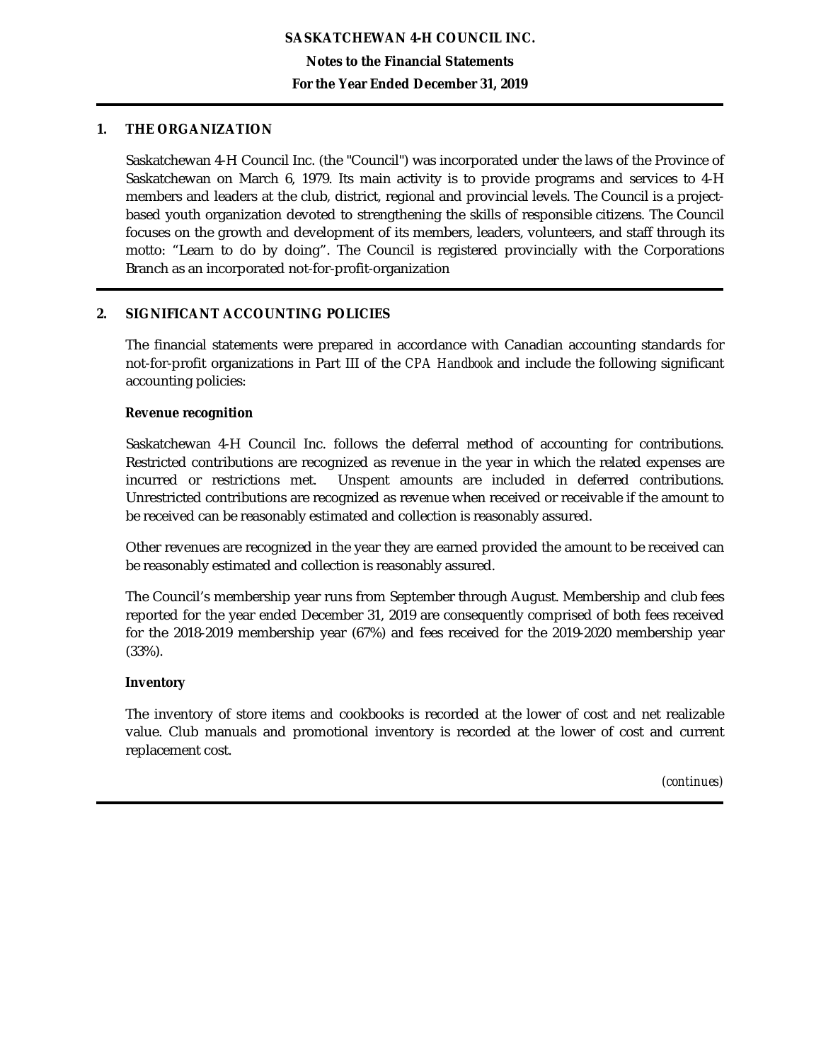**SASKATCHEWAN 4-H COUNCIL INC.**

**Notes to the Financial Statements**

**For the Year Ended December 31, 2019**

## 1. THE ORGANIZATION

Saskatchewan 4-H Council Inc. (the "Council") was incorporated under the laws of the Province of Saskatchewan on March 6, 1979. Its main activity is to provide programs and services to 4-H members and leaders at the club, district, regional and provincial levels. The Council is a project-based youth organization devoted to strengthening the skills of responsible citizens. The Council focuses on the growth and development of its members, leaders, volunteers, and staff through its motto: “Learn to do by doing”. The Council is registered provincially with the Corporations Branch as an incorporated not-for-profit-organization

## 2. SIGNIFICANT ACCOUNTING POLICIES

The financial statements were prepared in accordance with Canadian accounting standards for not-for-profit organizations in Part III of the *CPA Handbook* and include the following significant accounting policies:

### Revenue recognition

Saskatchewan 4-H Council Inc. follows the deferral method of accounting for contributions. Restricted contributions are recognized as revenue in the year in which the related expenses are incurred or restrictions met. Unspent amounts are included in deferred contributions. Unrestricted contributions are recognized as revenue when received or receivable if the amount to be received can be reasonably estimated and collection is reasonably assured.

Other revenues are recognized in the year they are earned provided the amount to be received can be reasonably estimated and collection is reasonably assured.

The Council’s membership year runs from September through August. Membership and club fees reported for the year ended December 31, 2019 are consequently comprised of both fees received for the 2018-2019 membership year (67%) and fees received for the 2019-2020 membership year (33%).

### Inventory

The inventory of store items and cookbooks is recorded at the lower of cost and net realizable value. Club manuals and promotional inventory is recorded at the lower of cost and current replacement cost.

*(continues)*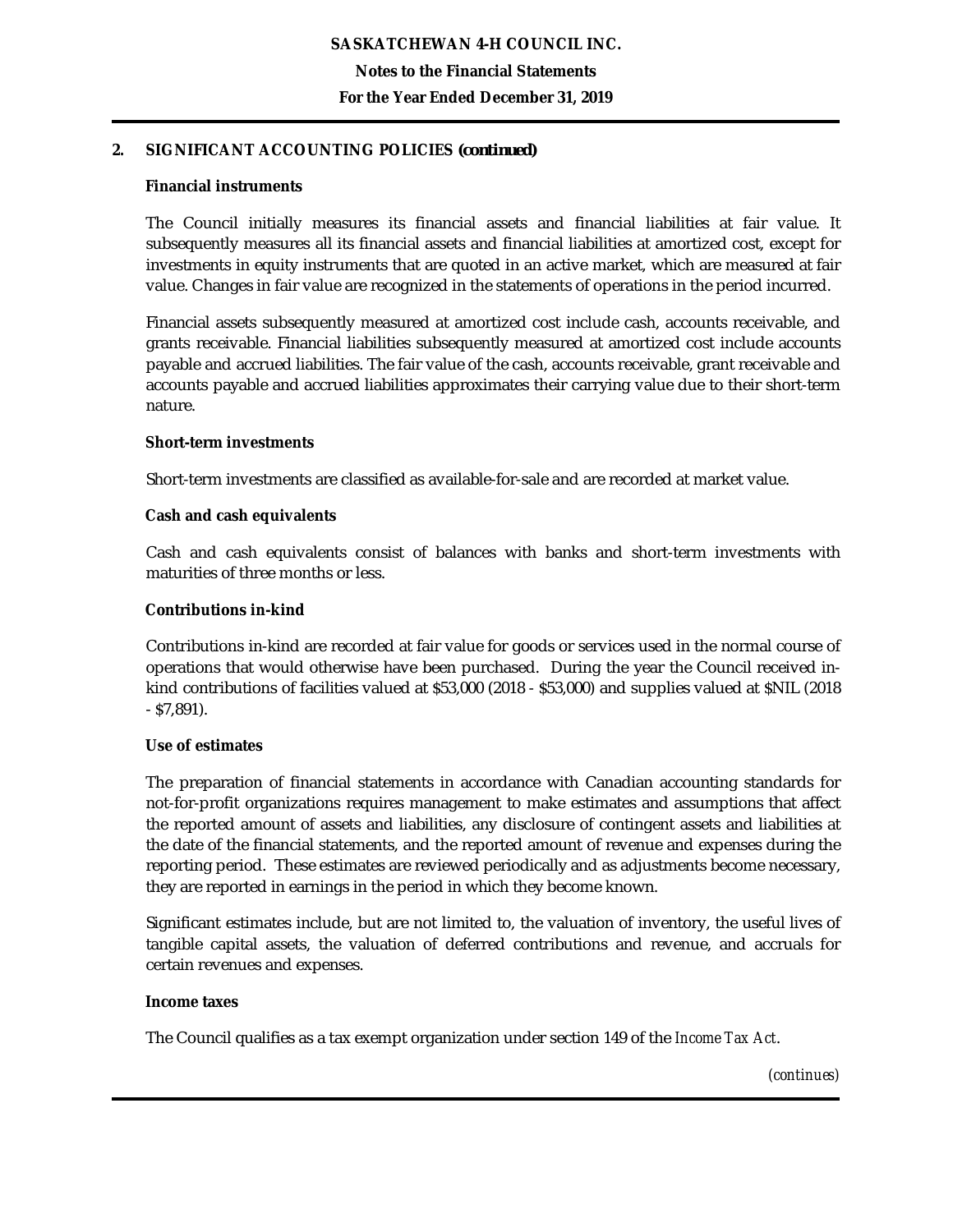## 2. SIGNIFICANT ACCOUNTING POLICIES *(continued)*

### Financial instruments

The Council initially measures its financial assets and financial liabilities at fair value. It subsequently measures all its financial assets and financial liabilities at amortized cost, except for investments in equity instruments that are quoted in an active market, which are measured at fair value. Changes in fair value are recognized in the statements of operations in the period incurred.

Financial assets subsequently measured at amortized cost include cash, accounts receivable, and grants receivable. Financial liabilities subsequently measured at amortized cost include accounts payable and accrued liabilities. The fair value of the cash, accounts receivable, grant receivable and accounts payable and accrued liabilities approximates their carrying value due to their short-term nature.

### Short-term investments

Short-term investments are classified as available-for-sale and are recorded at market value.

### Cash and cash equivalents

Cash and cash equivalents consist of balances with banks and short-term investments with maturities of three months or less.

### Contributions in-kind

Contributions in-kind are recorded at fair value for goods or services used in the normal course of operations that would otherwise have been purchased. During the year the Council received in-kind contributions of facilities valued at $53,000 (2018 - $53,000) and supplies valued at $NIL (2018 - $7,891).

### Use of estimates

The preparation of financial statements in accordance with Canadian accounting standards for not-for-profit organizations requires management to make estimates and assumptions that affect the reported amount of assets and liabilities, any disclosure of contingent assets and liabilities at the date of the financial statements, and the reported amount of revenue and expenses during the reporting period. These estimates are reviewed periodically and as adjustments become necessary, they are reported in earnings in the period in which they become known.

Significant estimates include, but are not limited to, the valuation of inventory, the useful lives of tangible capital assets, the valuation of deferred contributions and revenue, and accruals for certain revenues and expenses.

### Income taxes

The Council qualifies as a tax exempt organization under section 149 of the *Income Tax Act*.

*(continues)*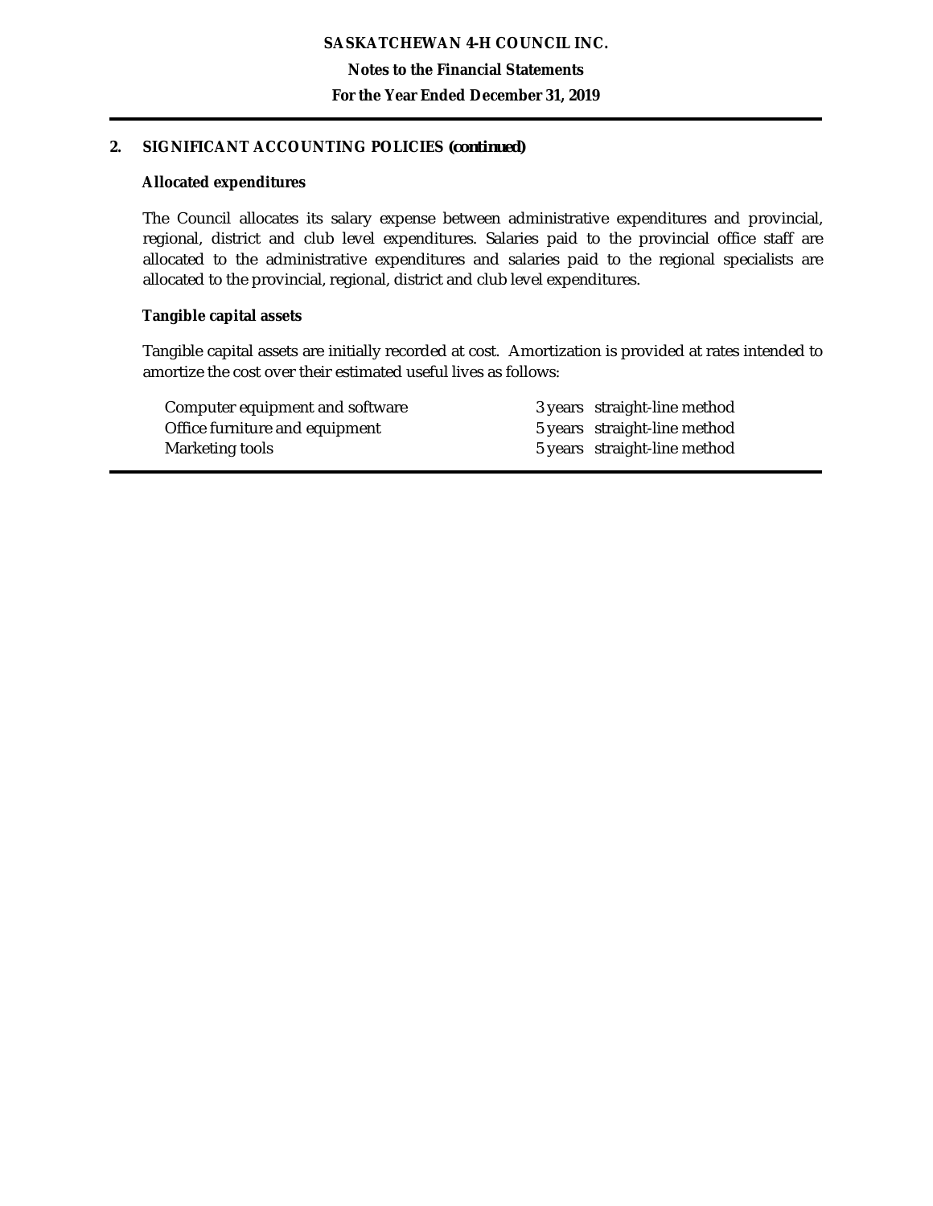## 2. SIGNIFICANT ACCOUNTING POLICIES *(continued)*

### Allocated expenditures

The Council allocates its salary expense between administrative expenditures and provincial, regional, district and club level expenditures. Salaries paid to the provincial office staff are allocated to the administrative expenditures and salaries paid to the regional specialists are allocated to the provincial, regional, district and club level expenditures.

### Tangible capital assets

Tangible capital assets are initially recorded at cost. Amortization is provided at rates intended to amortize the cost over their estimated useful lives as follows:

| | | |
|---|---|---|
| Computer equipment and software | 3 years | straight-line method |
| Office furniture and equipment | 5 years | straight-line method |
| Marketing tools | 5 years | straight-line method |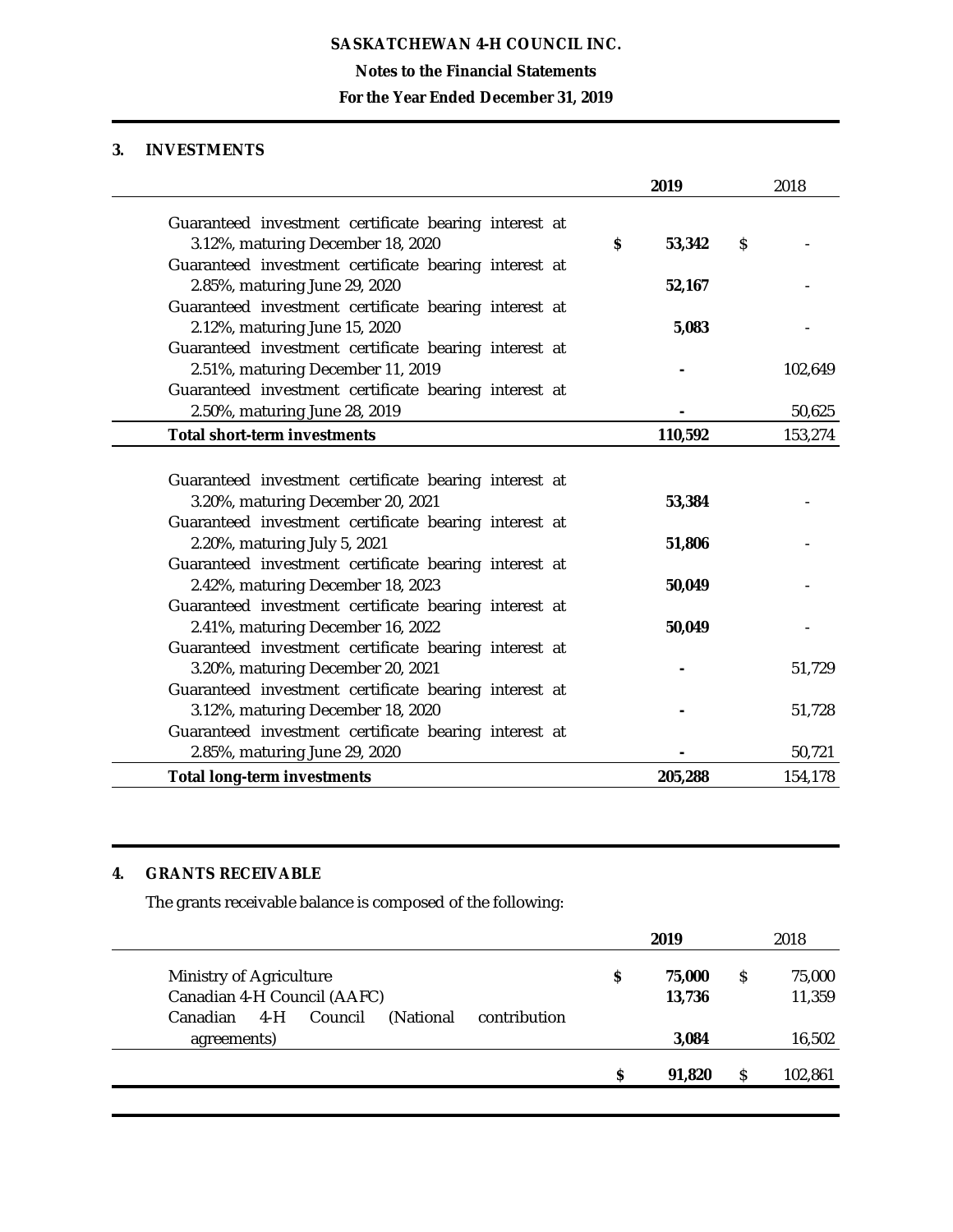**SASKATCHEWAN 4-H COUNCIL INC.**

**Notes to the Financial Statements**

**For the Year Ended December 31, 2019**

## 3. INVESTMENTS

| | 2019 | 2018 |
|---|---|---|
| Guaranteed investment certificate bearing interest at 3.12%, maturing December 18, 2020 | $ 53,342 | $ - |
| Guaranteed investment certificate bearing interest at 2.85%, maturing June 29, 2020 | 52,167 | - |
| Guaranteed investment certificate bearing interest at 2.12%, maturing June 15, 2020 | 5,083 | - |
| Guaranteed investment certificate bearing interest at 2.51%, maturing December 11, 2019 | - | 102,649 |
| Guaranteed investment certificate bearing interest at 2.50%, maturing June 28, 2019 | - | 50,625 |
| **Total short-term investments** | **110,592** | 153,274 |
| | | |
| Guaranteed investment certificate bearing interest at 3.20%, maturing December 20, 2021 | 53,384 | - |
| Guaranteed investment certificate bearing interest at 2.20%, maturing July 5, 2021 | 51,806 | - |
| Guaranteed investment certificate bearing interest at 2.42%, maturing December 18, 2023 | 50,049 | - |
| Guaranteed investment certificate bearing interest at 2.41%, maturing December 16, 2022 | 50,049 | - |
| Guaranteed investment certificate bearing interest at 3.20%, maturing December 20, 2021 | - | 51,729 |
| Guaranteed investment certificate bearing interest at 3.12%, maturing December 18, 2020 | - | 51,728 |
| Guaranteed investment certificate bearing interest at 2.85%, maturing June 29, 2020 | - | 50,721 |
| **Total long-term investments** | **205,288** | 154,178 |

## 4. GRANTS RECEIVABLE

The grants receivable balance is composed of the following:

| | 2019 | 2018 |
|---|---|---|
| Ministry of Agriculture | $ 75,000 | $ 75,000 |
| Canadian 4-H Council (AAFC) | 13,736 | 11,359 |
| Canadian 4-H Council (National contribution agreements) | 3,084 | 16,502 |
| | **$ 91,820** | $ 102,861 |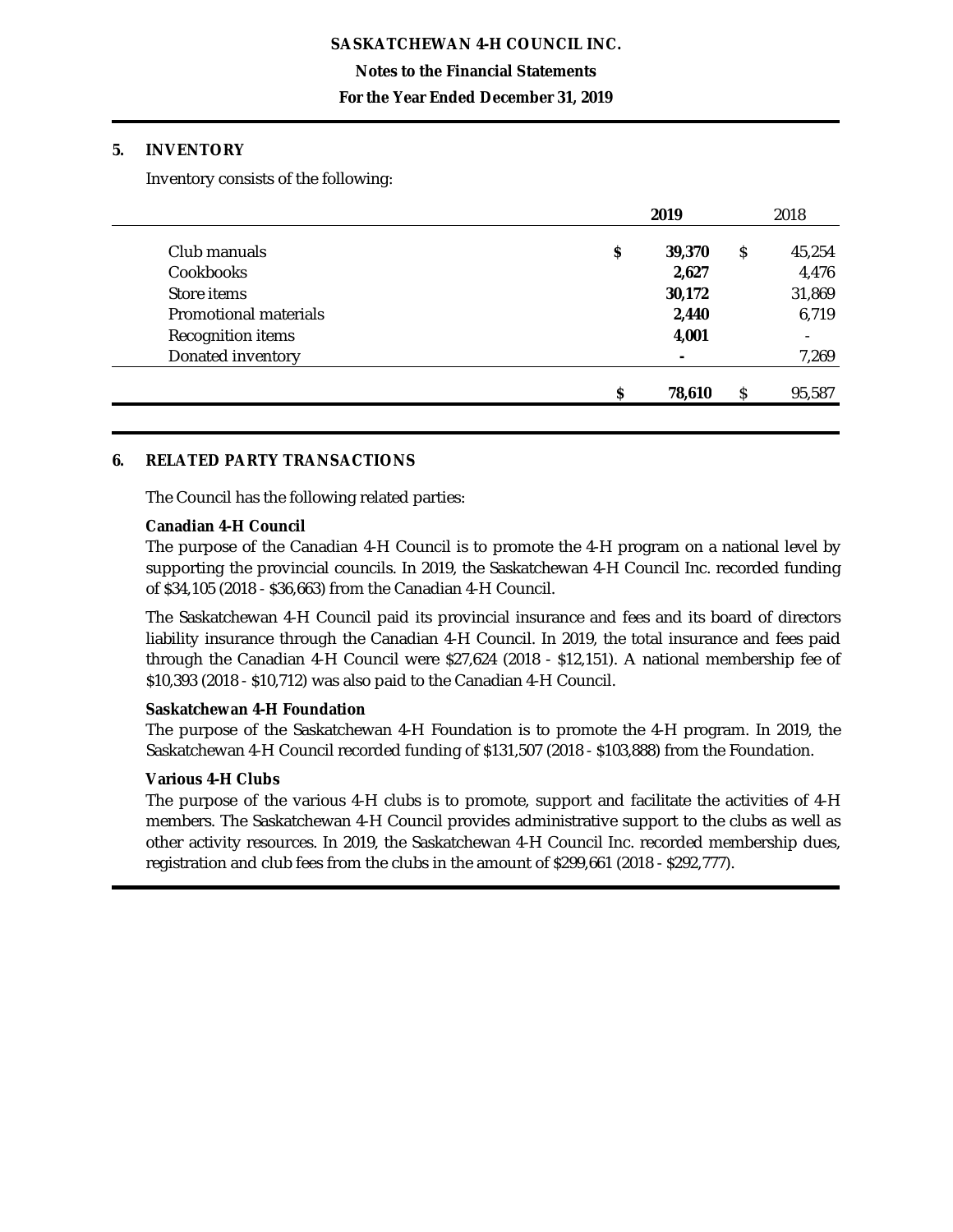**SASKATCHEWAN 4-H COUNCIL INC.**

**Notes to the Financial Statements**

**For the Year Ended December 31, 2019**

## 5. INVENTORY

Inventory consists of the following:

| | | **2019** | | 2018 |
|---|---|---|---|---|
| Club manuals | **$** | **39,370** | $ | 45,254 |
| Cookbooks | | **2,627** | | 4,476 |
| Store items | | **30,172** | | 31,869 |
| Promotional materials | | **2,440** | | 6,719 |
| Recognition items | | **4,001** | | - |
| Donated inventory | | **-** | | 7,269 |
| | **$** | **78,610** | $ | 95,587 |

## 6. RELATED PARTY TRANSACTIONS

The Council has the following related parties:

**Canadian 4-H Council**

The purpose of the Canadian 4-H Council is to promote the 4-H program on a national level by supporting the provincial councils. In 2019, the Saskatchewan 4-H Council Inc. recorded funding of $34,105 (2018 - $36,663) from the Canadian 4-H Council.

The Saskatchewan 4-H Council paid its provincial insurance and fees and its board of directors liability insurance through the Canadian 4-H Council. In 2019, the total insurance and fees paid through the Canadian 4-H Council were $27,624 (2018 - $12,151). A national membership fee of $10,393 (2018 - $10,712) was also paid to the Canadian 4-H Council.

**Saskatchewan 4-H Foundation**

The purpose of the Saskatchewan 4-H Foundation is to promote the 4-H program. In 2019, the Saskatchewan 4-H Council recorded funding of $131,507 (2018 - $103,888) from the Foundation.

**Various 4-H Clubs**

The purpose of the various 4-H clubs is to promote, support and facilitate the activities of 4-H members. The Saskatchewan 4-H Council provides administrative support to the clubs as well as other activity resources. In 2019, the Saskatchewan 4-H Council Inc. recorded membership dues, registration and club fees from the clubs in the amount of $299,661 (2018 - $292,777).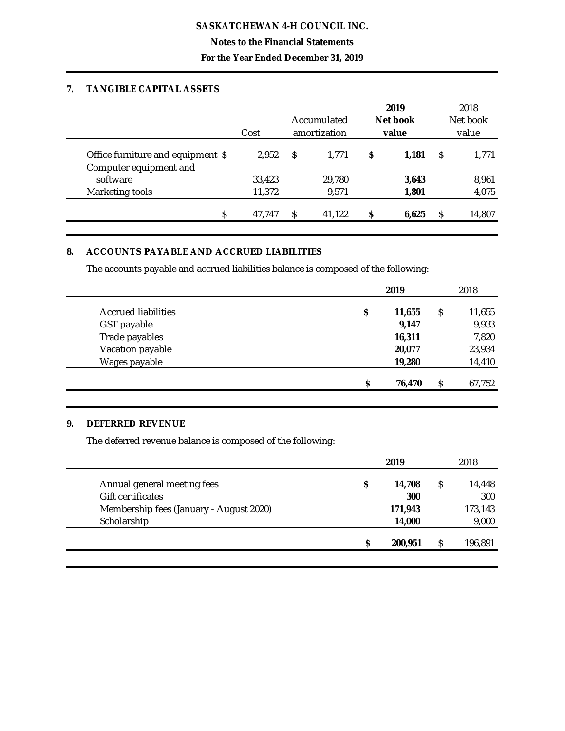SASKATCHEWAN 4-H COUNCIL INC.

Notes to the Financial Statements

For the Year Ended December 31, 2019

## 7. TANGIBLE CAPITAL ASSETS

| | Cost | Accumulated amortization | 2019 Net book value | 2018 Net book value |
|---|---|---|---|---|
| Office furniture and equipment | $ 2,952 | $ 1,771 | **$ 1,181** | $ 1,771 |
| Computer equipment and software | 33,423 | 29,780 | **3,643** | 8,961 |
| Marketing tools | 11,372 | 9,571 | **1,801** | 4,075 |
| | $ 47,747 | $ 41,122 | **$ 6,625** | $ 14,807 |

## 8. ACCOUNTS PAYABLE AND ACCRUED LIABILITIES

The accounts payable and accrued liabilities balance is composed of the following:

| | 2019 | 2018 |
|---|---|---|
| Accrued liabilities | **$ 11,655** | $ 11,655 |
| GST payable | **9,147** | 9,933 |
| Trade payables | **16,311** | 7,820 |
| Vacation payable | **20,077** | 23,934 |
| Wages payable | **19,280** | 14,410 |
| | **$ 76,470** | $ 67,752 |

## 9. DEFERRED REVENUE

The deferred revenue balance is composed of the following:

| | 2019 | 2018 |
|---|---|---|
| Annual general meeting fees | **$ 14,708** | $ 14,448 |
| Gift certificates | **300** | 300 |
| Membership fees (January - August 2020) | **171,943** | 173,143 |
| Scholarship | **14,000** | 9,000 |
| | **$ 200,951** | $ 196,891 |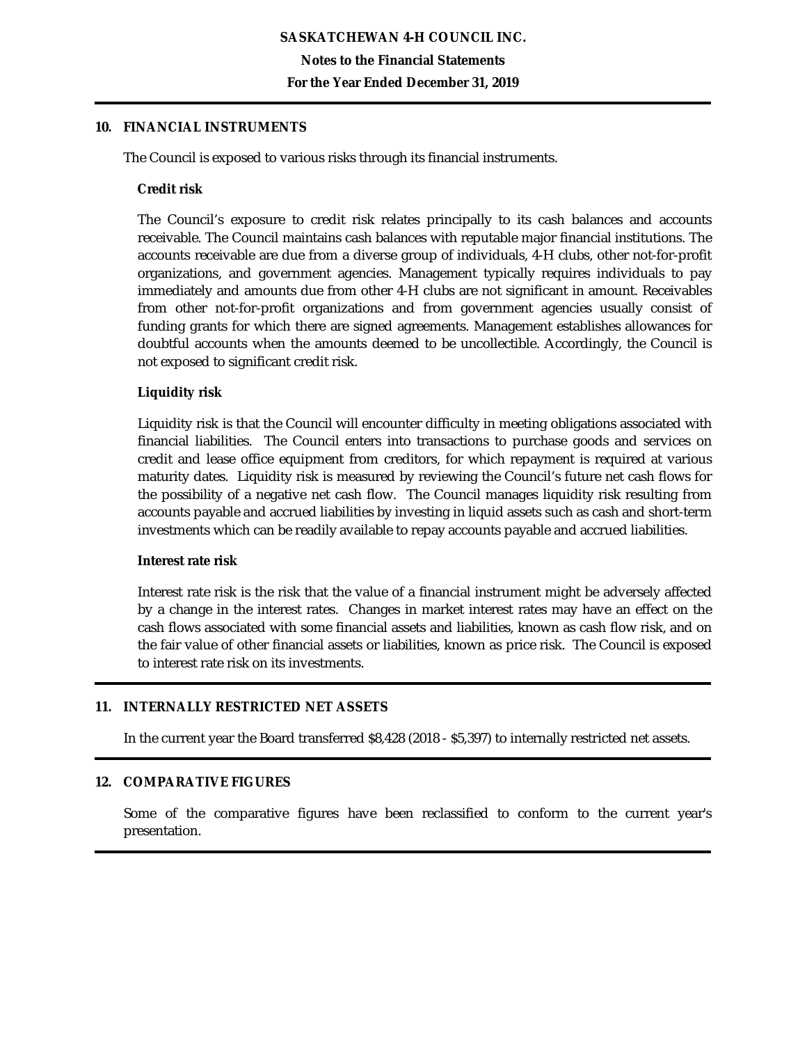## 10. FINANCIAL INSTRUMENTS

The Council is exposed to various risks through its financial instruments.

### Credit risk

The Council's exposure to credit risk relates principally to its cash balances and accounts receivable. The Council maintains cash balances with reputable major financial institutions. The accounts receivable are due from a diverse group of individuals, 4-H clubs, other not-for-profit organizations, and government agencies. Management typically requires individuals to pay immediately and amounts due from other 4-H clubs are not significant in amount. Receivables from other not-for-profit organizations and from government agencies usually consist of funding grants for which there are signed agreements. Management establishes allowances for doubtful accounts when the amounts deemed to be uncollectible. Accordingly, the Council is not exposed to significant credit risk.

### Liquidity risk

Liquidity risk is that the Council will encounter difficulty in meeting obligations associated with financial liabilities. The Council enters into transactions to purchase goods and services on credit and lease office equipment from creditors, for which repayment is required at various maturity dates. Liquidity risk is measured by reviewing the Council's future net cash flows for the possibility of a negative net cash flow. The Council manages liquidity risk resulting from accounts payable and accrued liabilities by investing in liquid assets such as cash and short-term investments which can be readily available to repay accounts payable and accrued liabilities.

### Interest rate risk

Interest rate risk is the risk that the value of a financial instrument might be adversely affected by a change in the interest rates. Changes in market interest rates may have an effect on the cash flows associated with some financial assets and liabilities, known as cash flow risk, and on the fair value of other financial assets or liabilities, known as price risk. The Council is exposed to interest rate risk on its investments.

## 11. INTERNALLY RESTRICTED NET ASSETS

In the current year the Board transferred $8,428 (2018 - $5,397) to internally restricted net assets.

## 12. COMPARATIVE FIGURES

Some of the comparative figures have been reclassified to conform to the current year's presentation.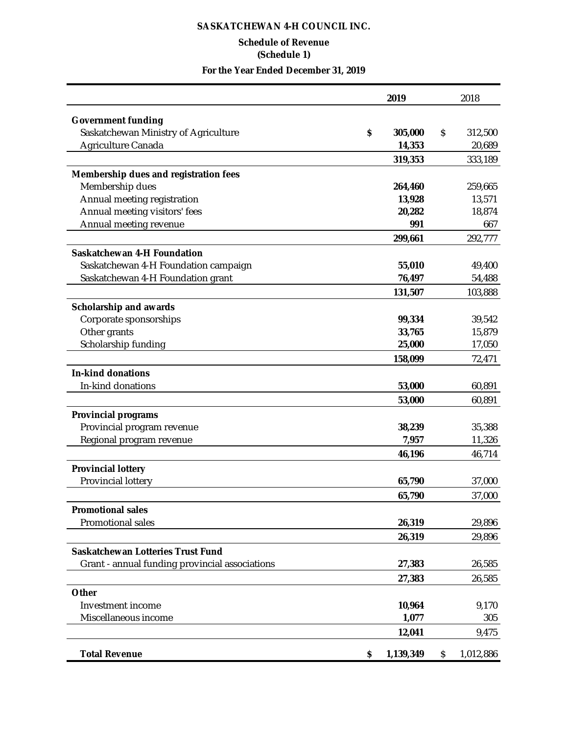# SASKATCHEWAN 4-H COUNCIL INC.

## Schedule of Revenue
## (Schedule 1)

### For the Year Ended December 31, 2019

| | 2019 | 2018 |
|---|---|---|
| **Government funding** | | |
| Saskatchewan Ministry of Agriculture | **$ 305,000** | $ 312,500 |
| Agriculture Canada | **14,353** | 20,689 |
| | **319,353** | 333,189 |
| **Membership dues and registration fees** | | |
| Membership dues | **264,460** | 259,665 |
| Annual meeting registration | **13,928** | 13,571 |
| Annual meeting visitors' fees | **20,282** | 18,874 |
| Annual meeting revenue | **991** | 667 |
| | **299,661** | 292,777 |
| **Saskatchewan 4-H Foundation** | | |
| Saskatchewan 4-H Foundation campaign | **55,010** | 49,400 |
| Saskatchewan 4-H Foundation grant | **76,497** | 54,488 |
| | **131,507** | 103,888 |
| **Scholarship and awards** | | |
| Corporate sponsorships | **99,334** | 39,542 |
| Other grants | **33,765** | 15,879 |
| Scholarship funding | **25,000** | 17,050 |
| | **158,099** | 72,471 |
| **In-kind donations** | | |
| In-kind donations | **53,000** | 60,891 |
| | **53,000** | 60,891 |
| **Provincial programs** | | |
| Provincial program revenue | **38,239** | 35,388 |
| Regional program revenue | **7,957** | 11,326 |
| | **46,196** | 46,714 |
| **Provincial lottery** | | |
| Provincial lottery | **65,790** | 37,000 |
| | **65,790** | 37,000 |
| **Promotional sales** | | |
| Promotional sales | **26,319** | 29,896 |
| | **26,319** | 29,896 |
| **Saskatchewan Lotteries Trust Fund** | | |
| Grant - annual funding provincial associations | **27,383** | 26,585 |
| | **27,383** | 26,585 |
| **Other** | | |
| Investment income | **10,964** | 9,170 |
| Miscellaneous income | **1,077** | 305 |
| | **12,041** | 9,475 |
| **Total Revenue** | **$ 1,139,349** | $ 1,012,886 |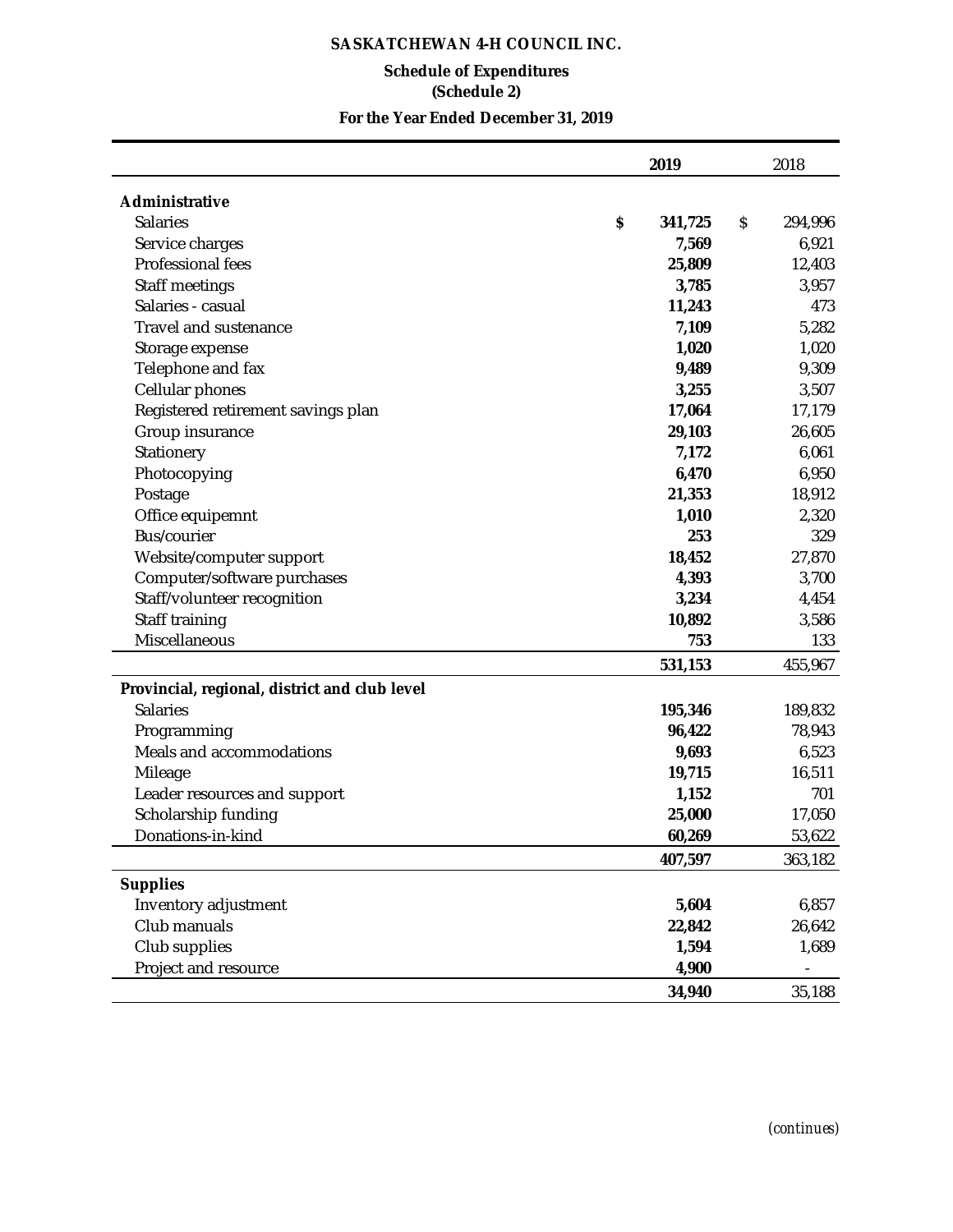**SASKATCHEWAN 4-H COUNCIL INC.**

**Schedule of Expenditures**
**(Schedule 2)**

**For the Year Ended December 31, 2019**

| | 2019 | 2018 |
|---|---|---|
| **Administrative** | | |
| Salaries | $ 341,725 | $ 294,996 |
| Service charges | 7,569 | 6,921 |
| Professional fees | 25,809 | 12,403 |
| Staff meetings | 3,785 | 3,957 |
| Salaries - casual | 11,243 | 473 |
| Travel and sustenance | 7,109 | 5,282 |
| Storage expense | 1,020 | 1,020 |
| Telephone and fax | 9,489 | 9,309 |
| Cellular phones | 3,255 | 3,507 |
| Registered retirement savings plan | 17,064 | 17,179 |
| Group insurance | 29,103 | 26,605 |
| Stationery | 7,172 | 6,061 |
| Photocopying | 6,470 | 6,950 |
| Postage | 21,353 | 18,912 |
| Office equipemnt | 1,010 | 2,320 |
| Bus/courier | 253 | 329 |
| Website/computer support | 18,452 | 27,870 |
| Computer/software purchases | 4,393 | 3,700 |
| Staff/volunteer recognition | 3,234 | 4,454 |
| Staff training | 10,892 | 3,586 |
| Miscellaneous | 753 | 133 |
| | 531,153 | 455,967 |
| **Provincial, regional, district and club level** | | |
| Salaries | 195,346 | 189,832 |
| Programming | 96,422 | 78,943 |
| Meals and accommodations | 9,693 | 6,523 |
| Mileage | 19,715 | 16,511 |
| Leader resources and support | 1,152 | 701 |
| Scholarship funding | 25,000 | 17,050 |
| Donations-in-kind | 60,269 | 53,622 |
| | 407,597 | 363,182 |
| **Supplies** | | |
| Inventory adjustment | 5,604 | 6,857 |
| Club manuals | 22,842 | 26,642 |
| Club supplies | 1,594 | 1,689 |
| Project and resource | 4,900 | - |
| | 34,940 | 35,188 |

*(continues)*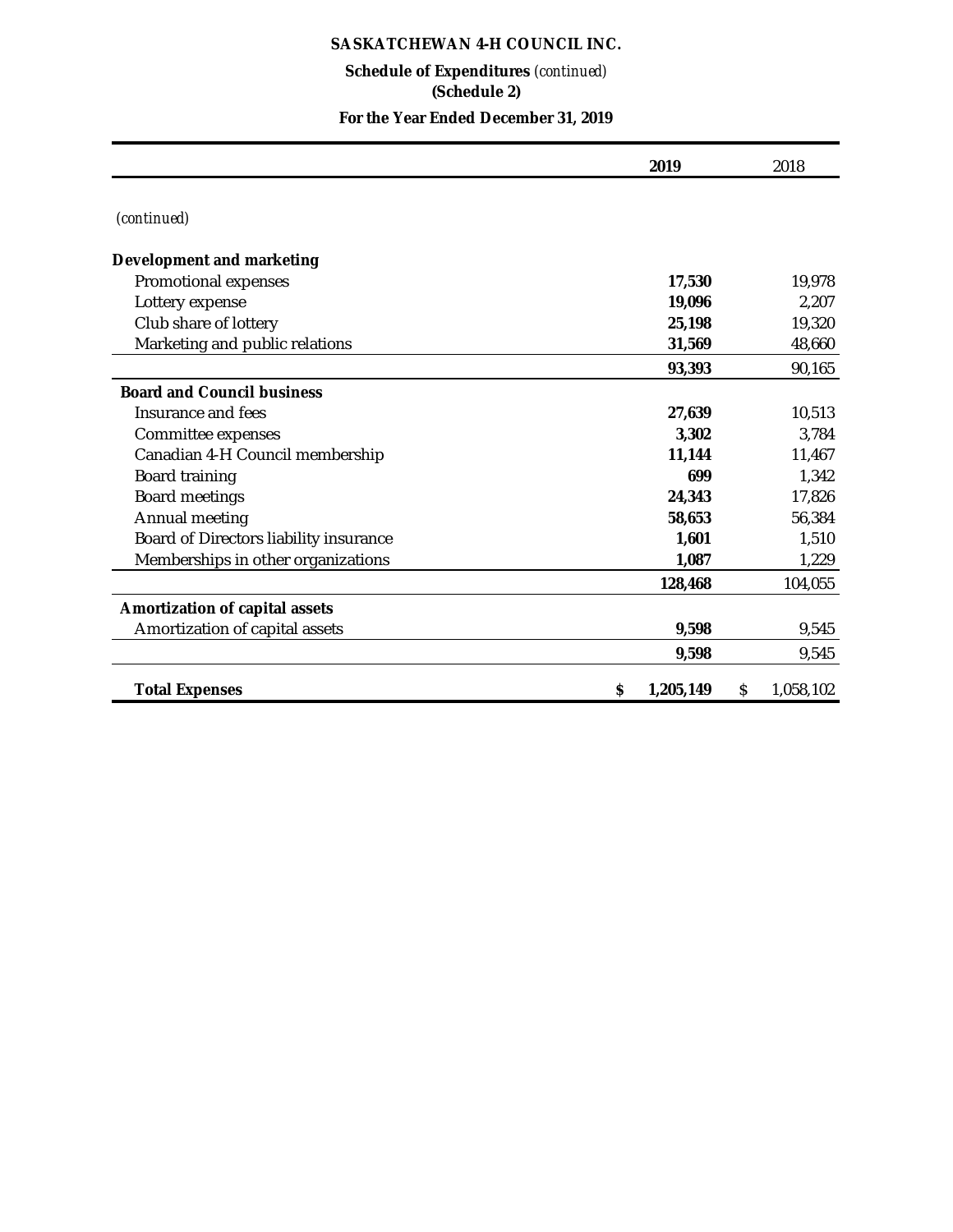**SASKATCHEWAN 4-H COUNCIL INC.**

**Schedule of Expenditures** *(continued)*

**(Schedule 2)**

**For the Year Ended December 31, 2019**

| | 2019 | 2018 |
|---|---|---|
| *(continued)* | | |
| **Development and marketing** | | |
| Promotional expenses | **17,530** | 19,978 |
| Lottery expense | **19,096** | 2,207 |
| Club share of lottery | **25,198** | 19,320 |
| Marketing and public relations | **31,569** | 48,660 |
| | **93,393** | 90,165 |
| **Board and Council business** | | |
| Insurance and fees | **27,639** | 10,513 |
| Committee expenses | **3,302** | 3,784 |
| Canadian 4-H Council membership | **11,144** | 11,467 |
| Board training | **699** | 1,342 |
| Board meetings | **24,343** | 17,826 |
| Annual meeting | **58,653** | 56,384 |
| Board of Directors liability insurance | **1,601** | 1,510 |
| Memberships in other organizations | **1,087** | 1,229 |
| | **128,468** | 104,055 |
| **Amortization of capital assets** | | |
| Amortization of capital assets | **9,598** | 9,545 |
| | **9,598** | 9,545 |
| **Total Expenses** | **$ 1,205,149** | $ 1,058,102 |